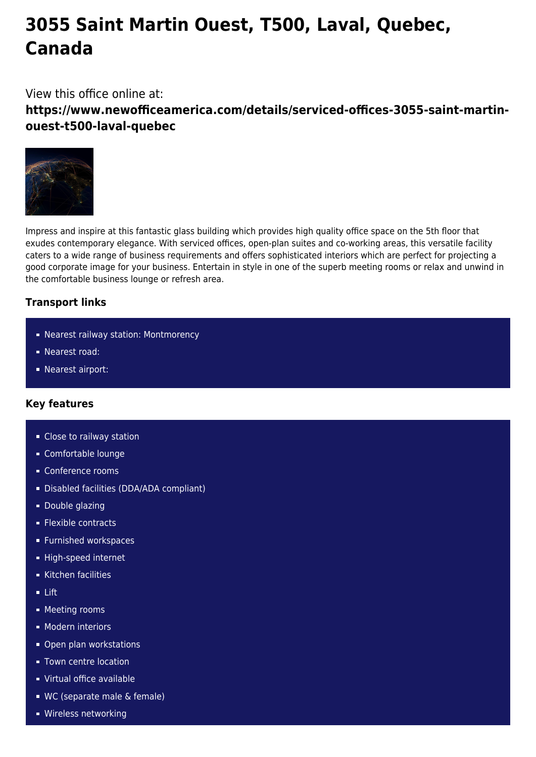# 3055 Saint Martin Ouest, T500, Laval, Quebec, Canada

View this office online at:

**https://www.newofficeamerica.com/details/serviced-offices-3055-saint-martin-ouest-t500-laval-quebec**

Impress and inspire at this fantastic glass building which provides high quality office space on the 5th floor that exudes contemporary elegance. With serviced offices, open-plan suites and co-working areas, this versatile facility caters to a wide range of business requirements and offers sophisticated interiors which are perfect for projecting a good corporate image for your business. Entertain in style in one of the superb meeting rooms or relax and unwind in the comfortable business lounge or refresh area.

### Transport links

- Nearest railway station: Montmorency
- Nearest road:
- Nearest airport:

### Key features

- Close to railway station
- Comfortable lounge
- Conference rooms
- Disabled facilities (DDA/ADA compliant)
- Double glazing
- Flexible contracts
- Furnished workspaces
- High-speed internet
- Kitchen facilities
- Lift
- Meeting rooms
- Modern interiors
- Open plan workstations
- Town centre location
- Virtual office available
- WC (separate male & female)
- Wireless networking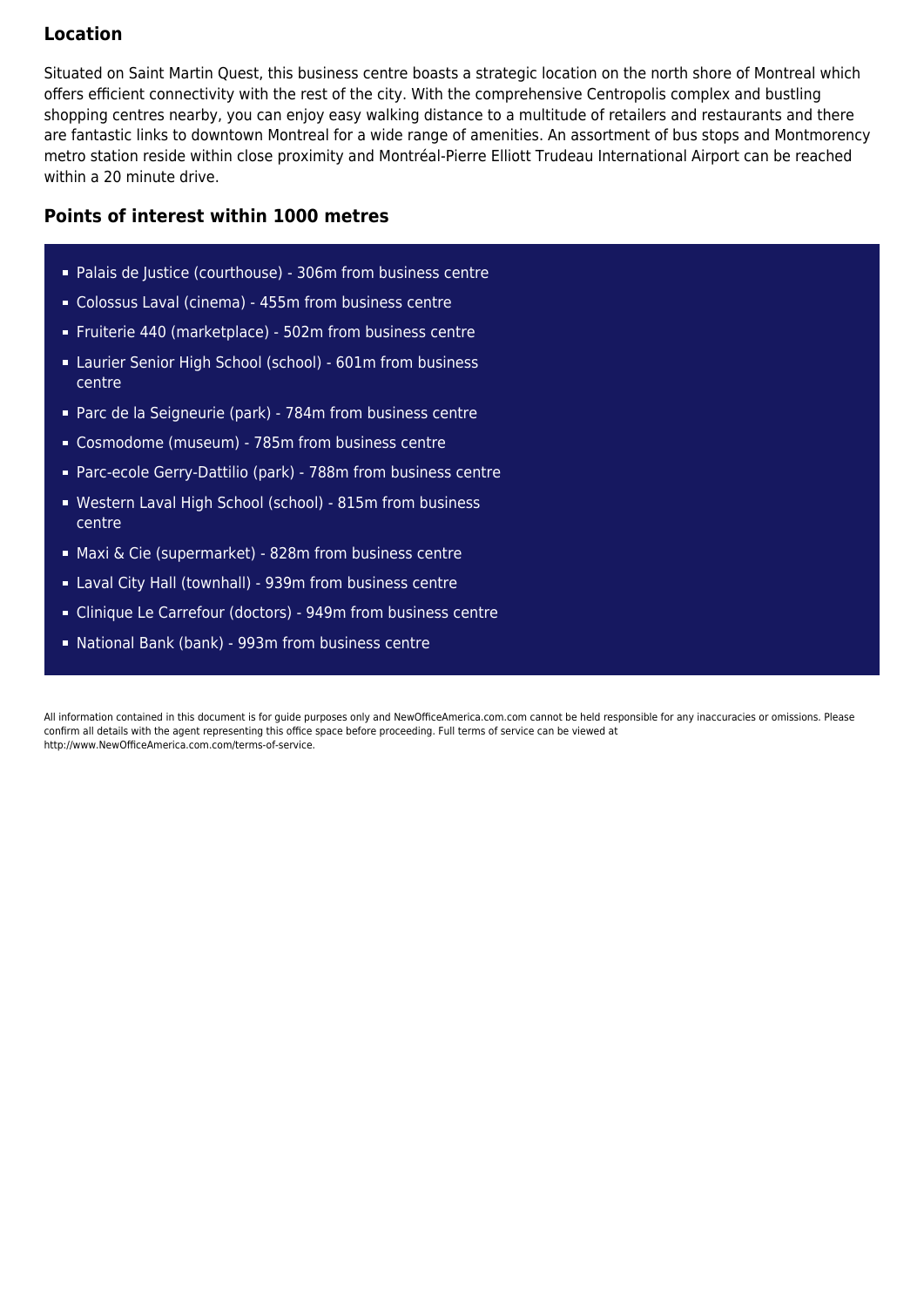## Location

Situated on Saint Martin Quest, this business centre boasts a strategic location on the north shore of Montreal which offers efficient connectivity with the rest of the city. With the comprehensive Centropolis complex and bustling shopping centres nearby, you can enjoy easy walking distance to a multitude of retailers and restaurants and there are fantastic links to downtown Montreal for a wide range of amenities. An assortment of bus stops and Montmorency metro station reside within close proximity and Montréal-Pierre Elliott Trudeau International Airport can be reached within a 20 minute drive.

## Points of interest within 1000 metres

- Palais de Justice (courthouse) - 306m from business centre
- Colossus Laval (cinema) - 455m from business centre
- Fruiterie 440 (marketplace) - 502m from business centre
- Laurier Senior High School (school) - 601m from business centre
- Parc de la Seigneurie (park) - 784m from business centre
- Cosmodome (museum) - 785m from business centre
- Parc-ecole Gerry-Dattilio (park) - 788m from business centre
- Western Laval High School (school) - 815m from business centre
- Maxi & Cie (supermarket) - 828m from business centre
- Laval City Hall (townhall) - 939m from business centre
- Clinique Le Carrefour (doctors) - 949m from business centre
- National Bank (bank) - 993m from business centre

All information contained in this document is for guide purposes only and NewOfficeAmerica.com.com cannot be held responsible for any inaccuracies or omissions. Please confirm all details with the agent representing this office space before proceeding. Full terms of service can be viewed at http://www.NewOfficeAmerica.com.com/terms-of-service.